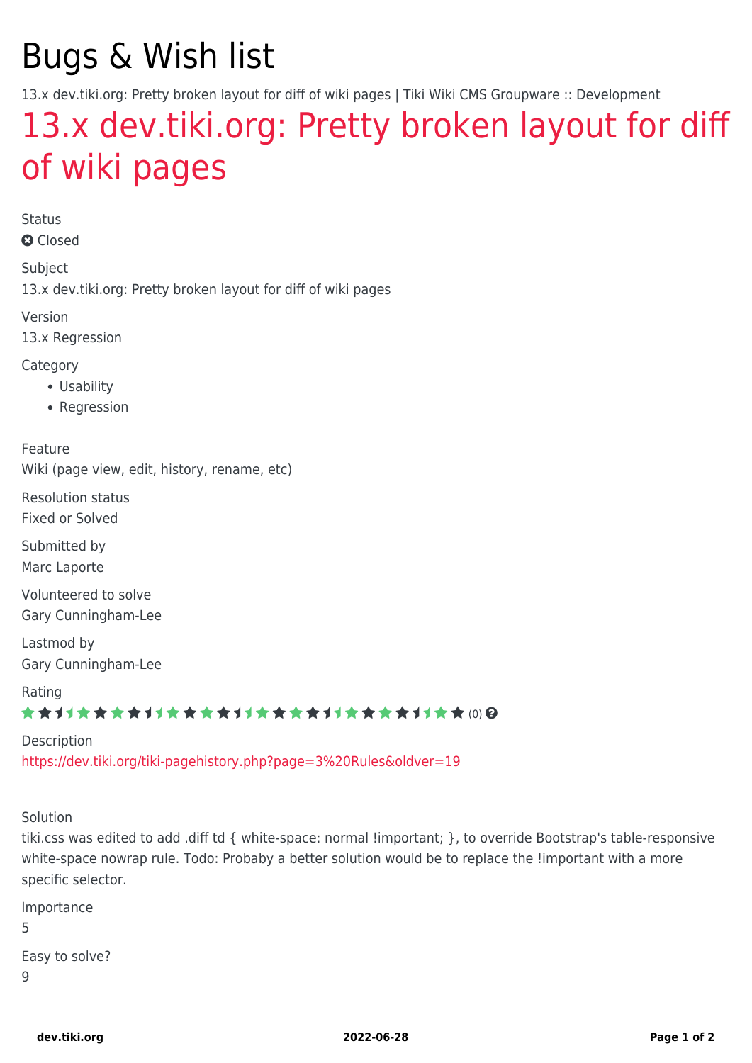# Bugs & Wish list

13.x dev.tiki.org: Pretty broken layout for diff of wiki pages | Tiki Wiki CMS Groupware :: Development

## 13.x dev.tiki.org: Pretty broken layout for diff of wiki pages

Status

Closed

Subject

13.x dev.tiki.org: Pretty broken layout for diff of wiki pages

Version

13.x Regression

Category

- Usability
- Regression

Feature

Wiki (page view, edit, history, rename, etc)

Resolution status

Fixed or Solved

Submitted by

Marc Laporte

Volunteered to solve

Gary Cunningham-Lee

Lastmod by

Gary Cunningham-Lee

Rating

(0)

Description

https://dev.tiki.org/tiki-pagehistory.php?page=3%20Rules&oldver=19

Solution

tiki.css was edited to add .diff td { white-space: normal !important; }, to override Bootstrap's table-responsive white-space nowrap rule. Todo: Probaby a better solution would be to replace the !important with a more specific selector.

Importance

5

Easy to solve?

9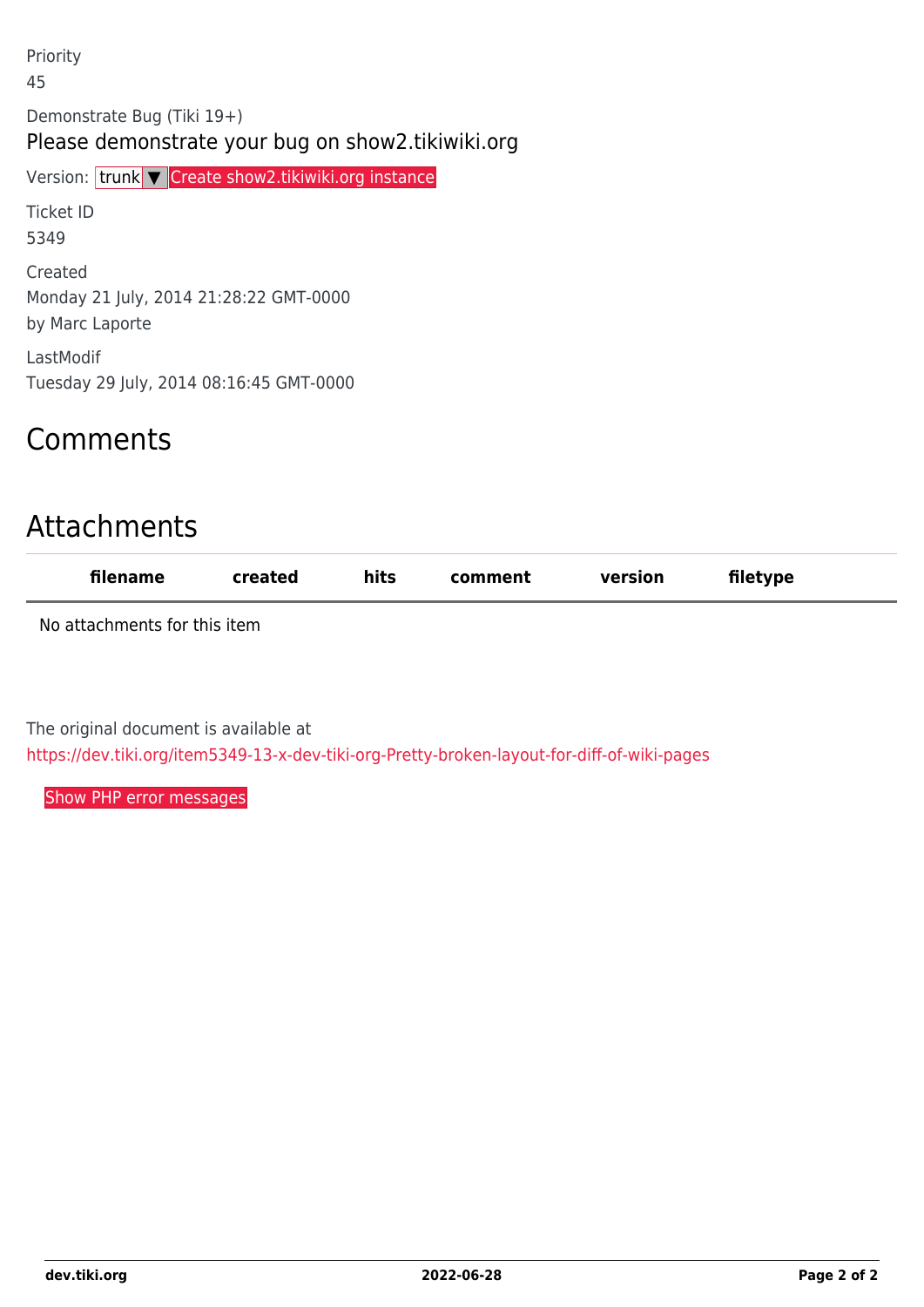Priority

45

Demonstrate Bug (Tiki 19+)

Please demonstrate your bug on show2.tikiwiki.org

Version: trunk ▼ Create show2.tikiwiki.org instance

Ticket ID

5349

Created

Monday 21 July, 2014 21:28:22 GMT-0000

by Marc Laporte

LastModif

Tuesday 29 July, 2014 08:16:45 GMT-0000

# Comments

# Attachments

| filename | created | hits | comment | version | filetype |
|---|---|---|---|---|---|
| No attachments for this item | | | | | |

The original document is available at

https://dev.tiki.org/item5349-13-x-dev-tiki-org-Pretty-broken-layout-for-diff-of-wiki-pages

Show PHP error messages